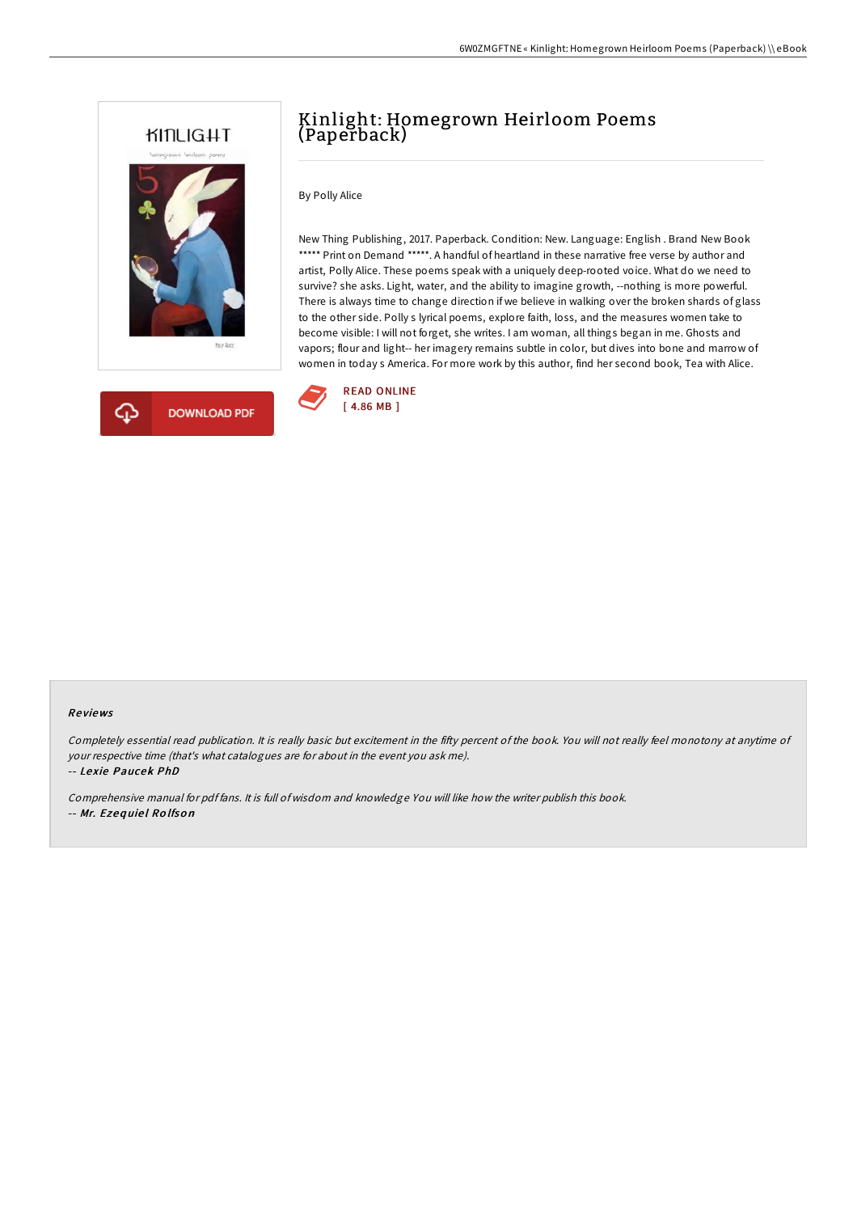# Kinlight: Homegrown Heirloom Poems (Paperback)

By Polly Alice

New Thing Publishing, 2017. Paperback. Condition: New. Language: English . Brand New Book ***** Print on Demand *****. A handful of heartland in these narrative free verse by author and artist, Polly Alice. These poems speak with a uniquely deep-rooted voice. What do we need to survive? she asks. Light, water, and the ability to imagine growth, --nothing is more powerful. There is always time to change direction if we believe in walking over the broken shards of glass to the other side. Polly s lyrical poems, explore faith, loss, and the measures women take to become visible: I will not forget, she writes. I am woman, all things began in me. Ghosts and vapors; flour and light-- her imagery remains subtle in color, but dives into bone and marrow of women in today s America. For more work by this author, find her second book, Tea with Alice.

DOWNLOAD PDF

READ ONLINE
[ 4.86 MB ]

### Reviews

*Completely essential read publication. It is really basic but excitement in the fifty percent of the book. You will not really feel monotony at anytime of your respective time (that's what catalogues are for about in the event you ask me).*

*-- Lexie Paucek PhD*

*Comprehensive manual for pdf fans. It is full of wisdom and knowledge You will like how the writer publish this book.*

*-- Mr. Ezequiel Rolfson*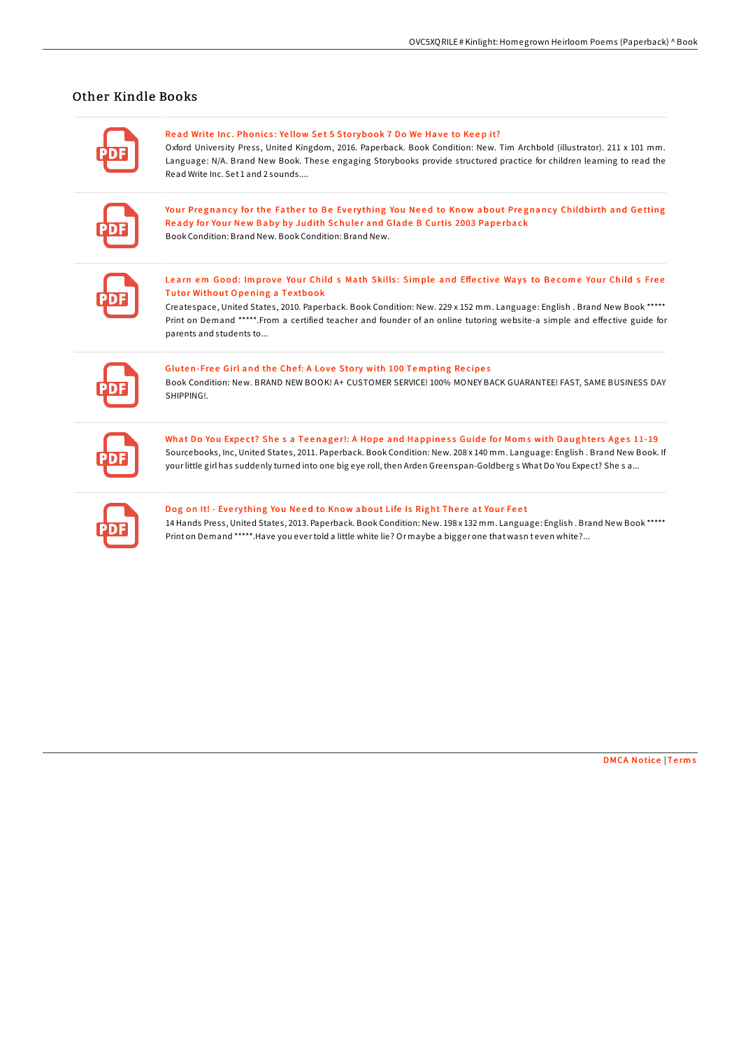## Other Kindle Books

### Read Write Inc. Phonics: Yellow Set 5 Storybook 7 Do We Have to Keep it?

Oxford University Press, United Kingdom, 2016. Paperback. Book Condition: New. Tim Archbold (illustrator). 211 x 101 mm. Language: N/A. Brand New Book. These engaging Storybooks provide structured practice for children learning to read the Read Write Inc. Set 1 and 2 sounds....

### Your Pregnancy for the Father to Be Everything You Need to Know about Pregnancy Childbirth and Getting Ready for Your New Baby by Judith Schuler and Glade B Curtis 2003 Paperback

Book Condition: Brand New. Book Condition: Brand New.

### Learn em Good: Improve Your Child s Math Skills: Simple and Effective Ways to Become Your Child s Free Tutor Without Opening a Textbook

Createspace, United States, 2010. Paperback. Book Condition: New. 229 x 152 mm. Language: English . Brand New Book ***** Print on Demand *****.From a certified teacher and founder of an online tutoring website-a simple and effective guide for parents and students to...

### Gluten-Free Girl and the Chef: A Love Story with 100 Tempting Recipes

Book Condition: New. BRAND NEW BOOK! A+ CUSTOMER SERVICE! 100% MONEY BACK GUARANTEE! FAST, SAME BUSINESS DAY SHIPPING!.

### What Do You Expect? She s a Teenager!: A Hope and Happiness Guide for Moms with Daughters Ages 11-19

Sourcebooks, Inc, United States, 2011. Paperback. Book Condition: New. 208 x 140 mm. Language: English . Brand New Book. If your little girl has suddenly turned into one big eye roll, then Arden Greenspan-Goldberg s What Do You Expect? She s a...

### Dog on It! - Everything You Need to Know about Life Is Right There at Your Feet

14 Hands Press, United States, 2013. Paperback. Book Condition: New. 198 x 132 mm. Language: English . Brand New Book ***** Print on Demand *****.Have you ever told a little white lie? Or maybe a bigger one that wasn t even white?...